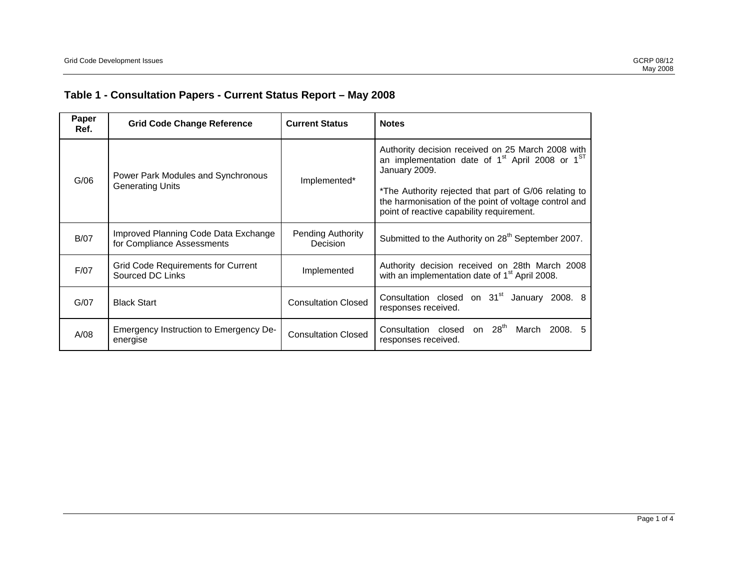## Table 1 - Consultation Papers - Current Status Report – May 2008

| Paper Ref. | Grid Code Change Reference | Current Status | Notes |
|---|---|---|---|
| G/06 | Power Park Modules and Synchronous Generating Units | Implemented* | Authority decision received on 25 March 2008 with an implementation date of 1st April 2008 or 1ST January 2009.<br><br>*The Authority rejected that part of G/06 relating to the harmonisation of the point of voltage control and point of reactive capability requirement. |
| B/07 | Improved Planning Code Data Exchange for Compliance Assessments | Pending Authority Decision | Submitted to the Authority on 28th September 2007. |
| F/07 | Grid Code Requirements for Current Sourced DC Links | Implemented | Authority decision received on 28th March 2008 with an implementation date of 1st April 2008. |
| G/07 | Black Start | Consultation Closed | Consultation closed on 31st January 2008. 8 responses received. |
| A/08 | Emergency Instruction to Emergency De-energise | Consultation Closed | Consultation closed on 28th March 2008. 5 responses received. |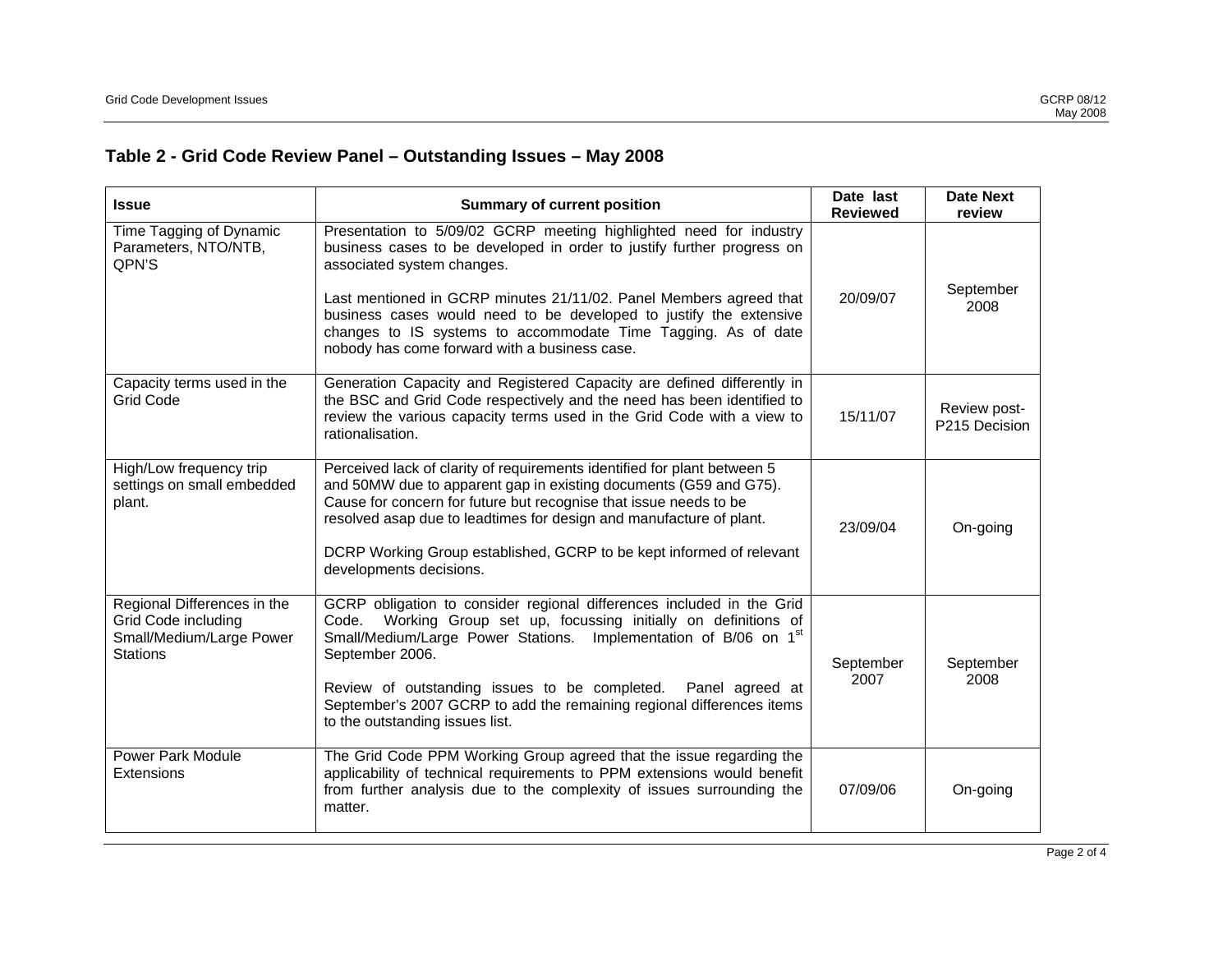## Table 2 - Grid Code Review Panel – Outstanding Issues – May 2008

| Issue | Summary of current position | Date last Reviewed | Date Next review |
|---|---|---|---|
| Time Tagging of Dynamic Parameters, NTO/NTB, QPN'S | Presentation to 5/09/02 GCRP meeting highlighted need for industry business cases to be developed in order to justify further progress on associated system changes.<br><br>Last mentioned in GCRP minutes 21/11/02. Panel Members agreed that business cases would need to be developed to justify the extensive changes to IS systems to accommodate Time Tagging. As of date nobody has come forward with a business case. | 20/09/07 | September 2008 |
| Capacity terms used in the Grid Code | Generation Capacity and Registered Capacity are defined differently in the BSC and Grid Code respectively and the need has been identified to review the various capacity terms used in the Grid Code with a view to rationalisation. | 15/11/07 | Review post-P215 Decision |
| High/Low frequency trip settings on small embedded plant. | Perceived lack of clarity of requirements identified for plant between 5 and 50MW due to apparent gap in existing documents (G59 and G75). Cause for concern for future but recognise that issue needs to be resolved asap due to leadtimes for design and manufacture of plant.<br><br>DCRP Working Group established, GCRP to be kept informed of relevant developments decisions. | 23/09/04 | On-going |
| Regional Differences in the Grid Code including Small/Medium/Large Power Stations | GCRP obligation to consider regional differences included in the Grid Code. Working Group set up, focussing initially on definitions of Small/Medium/Large Power Stations. Implementation of B/06 on 1st September 2006.<br><br>Review of outstanding issues to be completed. Panel agreed at September's 2007 GCRP to add the remaining regional differences items to the outstanding issues list. | September 2007 | September 2008 |
| Power Park Module Extensions | The Grid Code PPM Working Group agreed that the issue regarding the applicability of technical requirements to PPM extensions would benefit from further analysis due to the complexity of issues surrounding the matter. | 07/09/06 | On-going |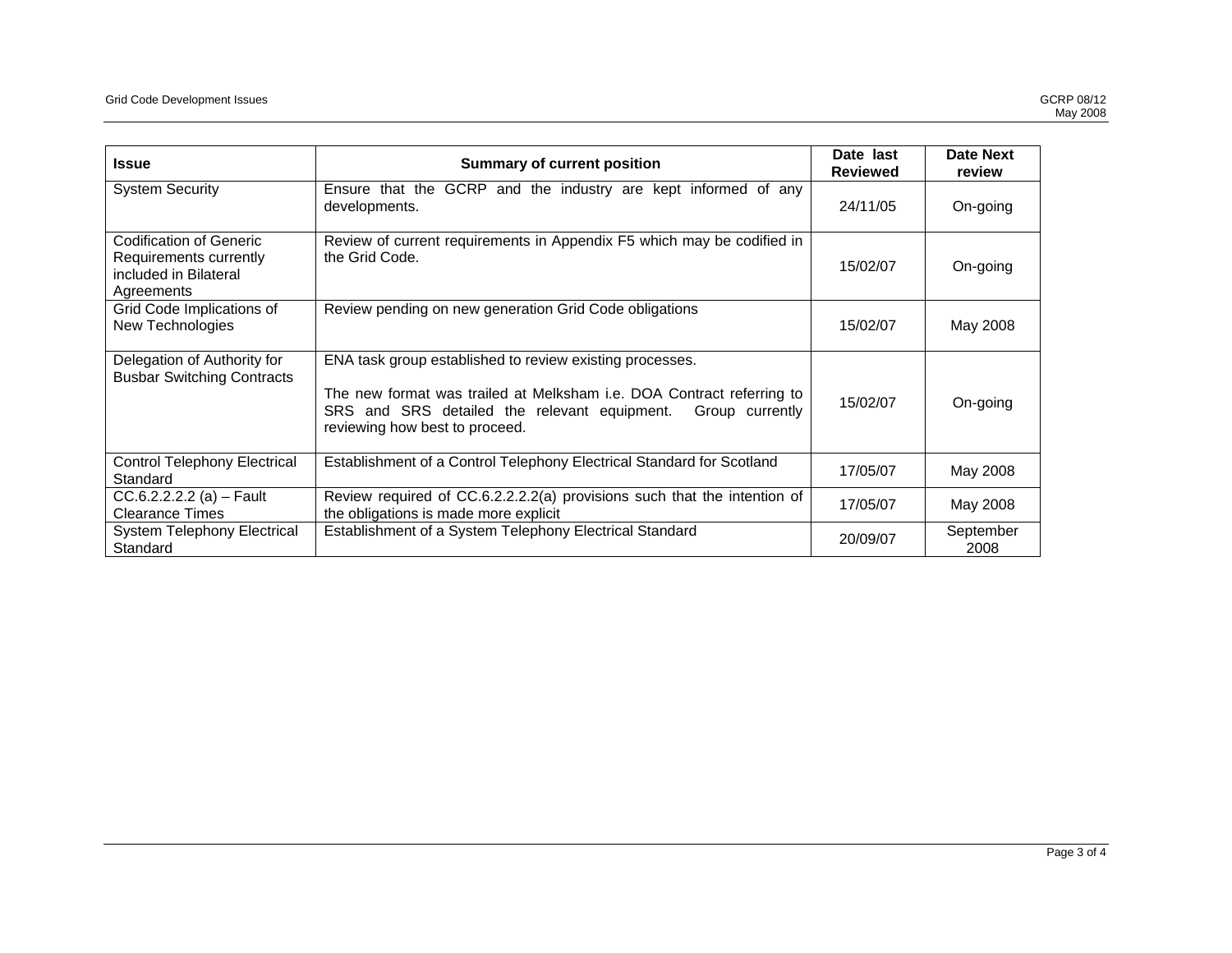| Issue | Summary of current position | Date last Reviewed | Date Next review |
|---|---|---|---|
| System Security | Ensure that the GCRP and the industry are kept informed of any developments. | 24/11/05 | On-going |
| Codification of Generic Requirements currently included in Bilateral Agreements | Review of current requirements in Appendix F5 which may be codified in the Grid Code. | 15/02/07 | On-going |
| Grid Code Implications of New Technologies | Review pending on new generation Grid Code obligations | 15/02/07 | May 2008 |
| Delegation of Authority for Busbar Switching Contracts | ENA task group established to review existing processes.<br><br>The new format was trailed at Melksham i.e. DOA Contract referring to SRS and SRS detailed the relevant equipment. Group currently reviewing how best to proceed. | 15/02/07 | On-going |
| Control Telephony Electrical Standard | Establishment of a Control Telephony Electrical Standard for Scotland | 17/05/07 | May 2008 |
| CC.6.2.2.2.2 (a) – Fault Clearance Times | Review required of CC.6.2.2.2.2(a) provisions such that the intention of the obligations is made more explicit | 17/05/07 | May 2008 |
| System Telephony Electrical Standard | Establishment of a System Telephony Electrical Standard | 20/09/07 | September 2008 |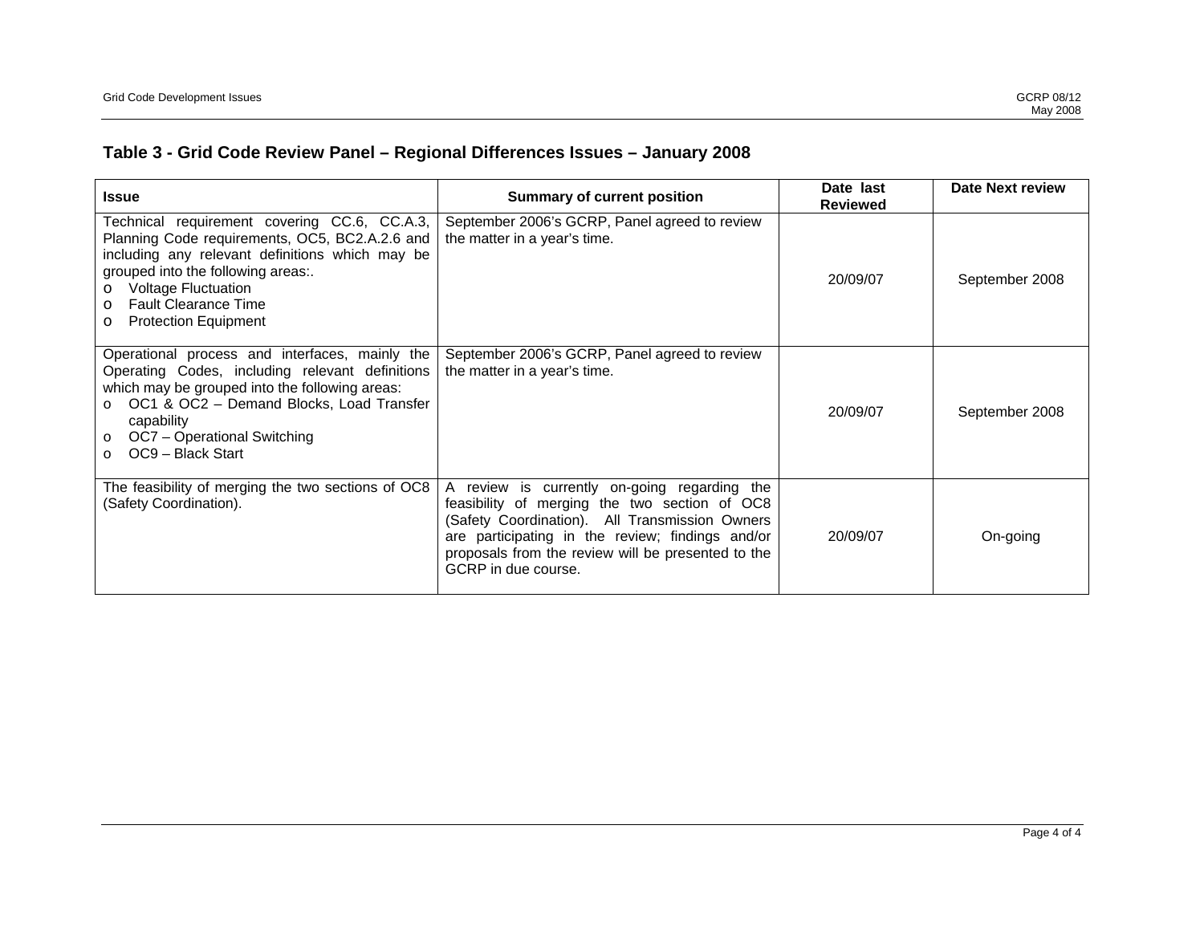## Table 3 - Grid Code Review Panel – Regional Differences Issues – January 2008

| Issue | Summary of current position | Date last Reviewed | Date Next review |
|---|---|---|---|
| Technical requirement covering CC.6, CC.A.3, Planning Code requirements, OC5, BC2.A.2.6 and including any relevant definitions which may be grouped into the following areas:. <br>o Voltage Fluctuation <br>o Fault Clearance Time <br>o Protection Equipment | September 2006's GCRP, Panel agreed to review the matter in a year's time. | 20/09/07 | September 2008 |
| Operational process and interfaces, mainly the Operating Codes, including relevant definitions which may be grouped into the following areas: <br>o OC1 & OC2 – Demand Blocks, Load Transfer capability <br>o OC7 – Operational Switching <br>o OC9 – Black Start | September 2006's GCRP, Panel agreed to review the matter in a year's time. | 20/09/07 | September 2008 |
| The feasibility of merging the two sections of OC8 (Safety Coordination). | A review is currently on-going regarding the feasibility of merging the two section of OC8 (Safety Coordination). All Transmission Owners are participating in the review; findings and/or proposals from the review will be presented to the GCRP in due course. | 20/09/07 | On-going |